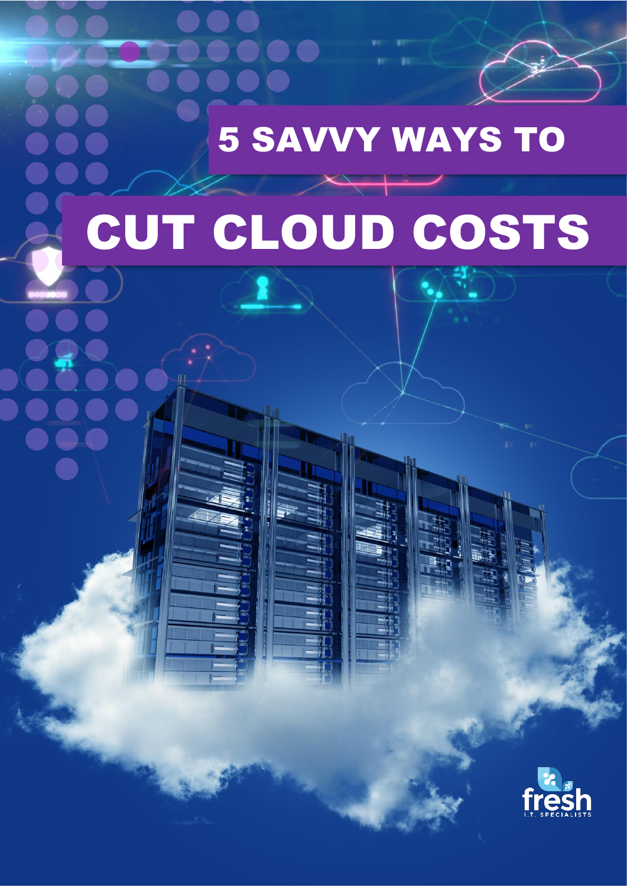# 5 SAVVY WAYS TO

# CUT CLOUD COSTS

fresh
I.T. SPECIALISTS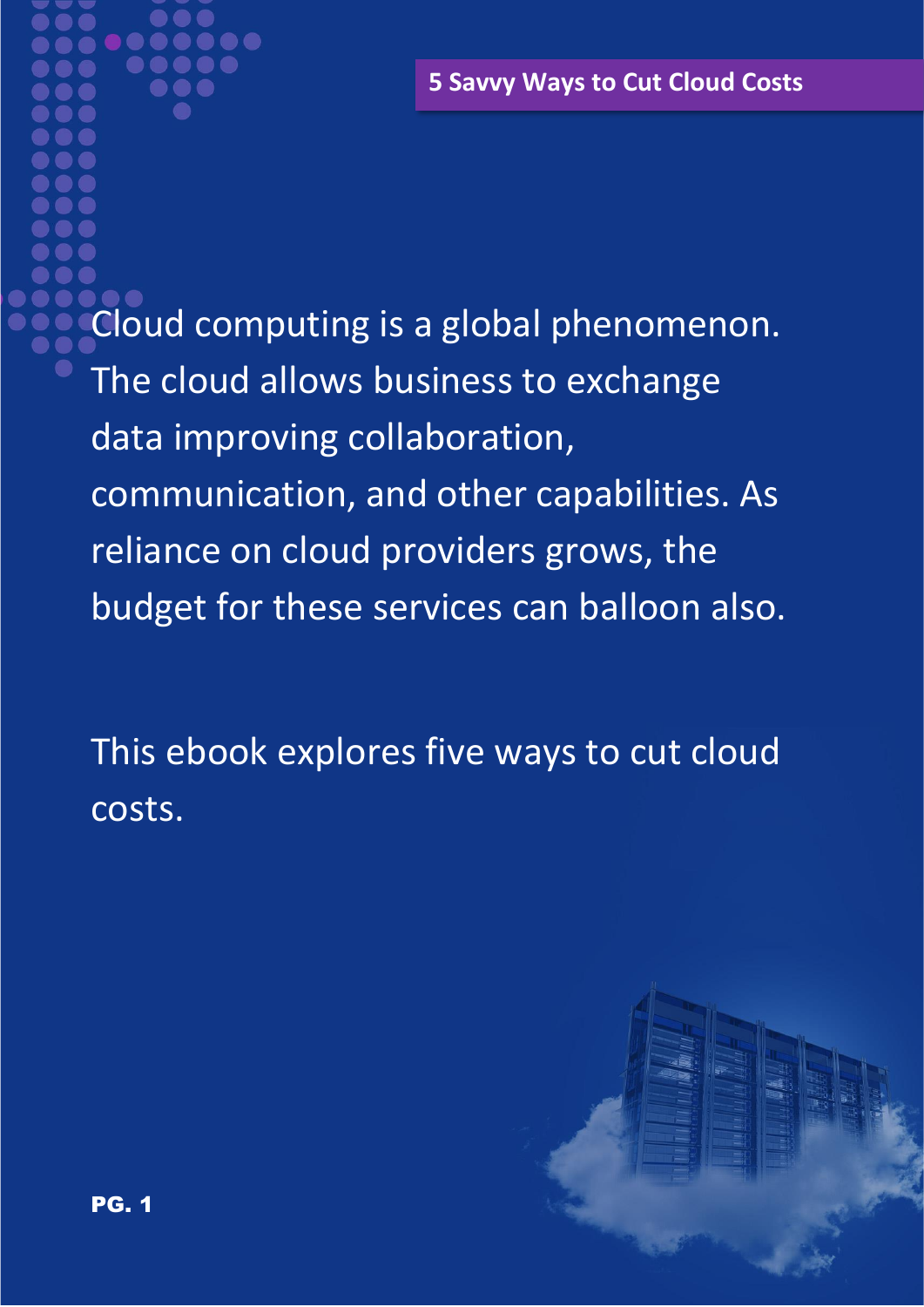Cloud computing is a global phenomenon. The cloud allows business to exchange data improving collaboration, communication, and other capabilities. As reliance on cloud providers grows, the budget for these services can balloon also.

This ebook explores five ways to cut cloud costs.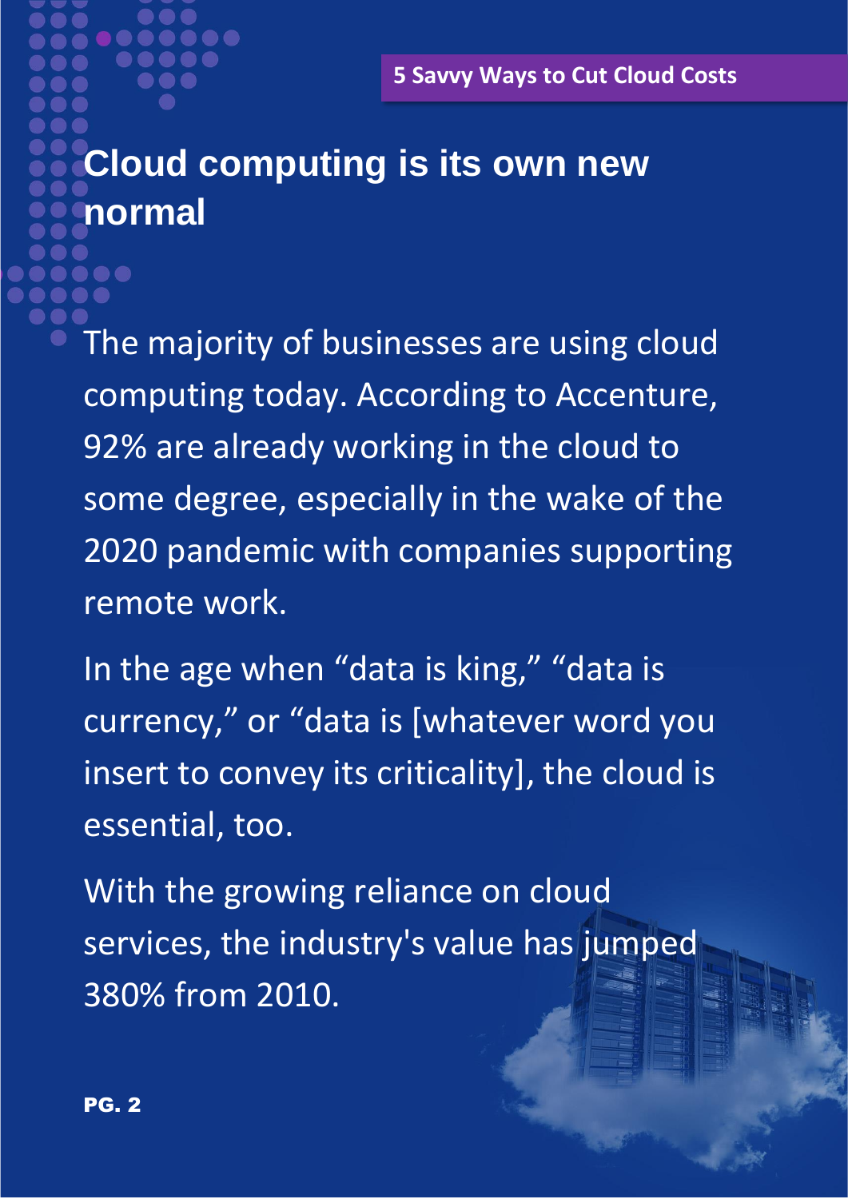# Cloud computing is its own new normal

The majority of businesses are using cloud computing today. According to Accenture, 92% are already working in the cloud to some degree, especially in the wake of the 2020 pandemic with companies supporting remote work.

In the age when “data is king,” “data is currency,” or “data is [whatever word you insert to convey its criticality], the cloud is essential, too.

With the growing reliance on cloud services, the industry's value has jumped 380% from 2010.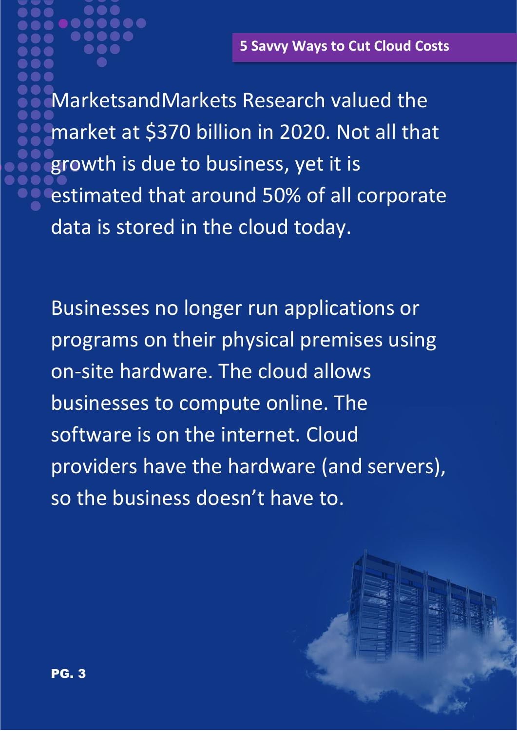MarketsandMarkets Research valued the market at $370 billion in 2020. Not all that growth is due to business, yet it is estimated that around 50% of all corporate data is stored in the cloud today.

Businesses no longer run applications or programs on their physical premises using on-site hardware. The cloud allows businesses to compute online. The software is on the internet. Cloud providers have the hardware (and servers), so the business doesn't have to.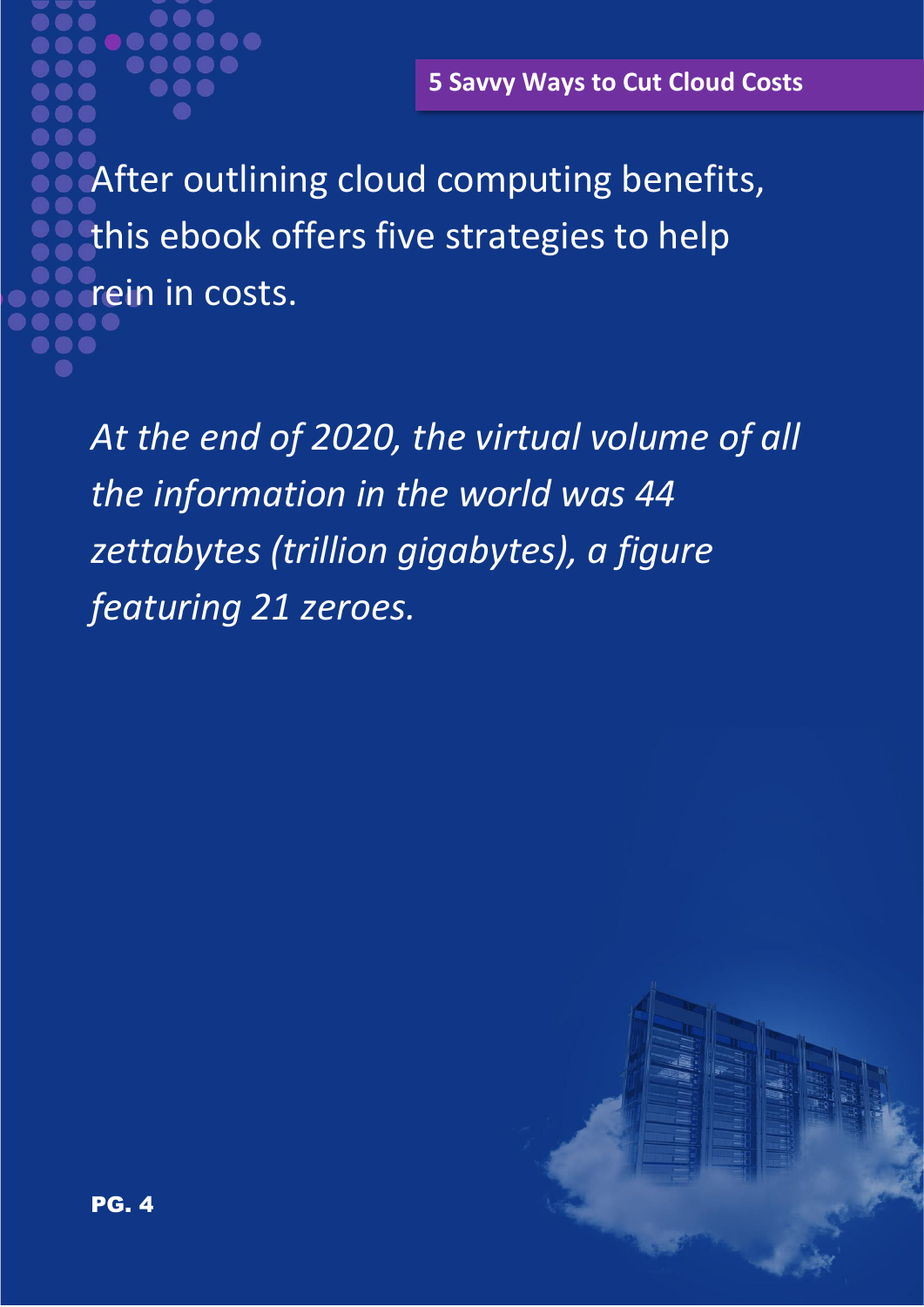After outlining cloud computing benefits, this ebook offers five strategies to help rein in costs.

*At the end of 2020, the virtual volume of all the information in the world was 44 zettabytes (trillion gigabytes), a figure featuring 21 zeroes.*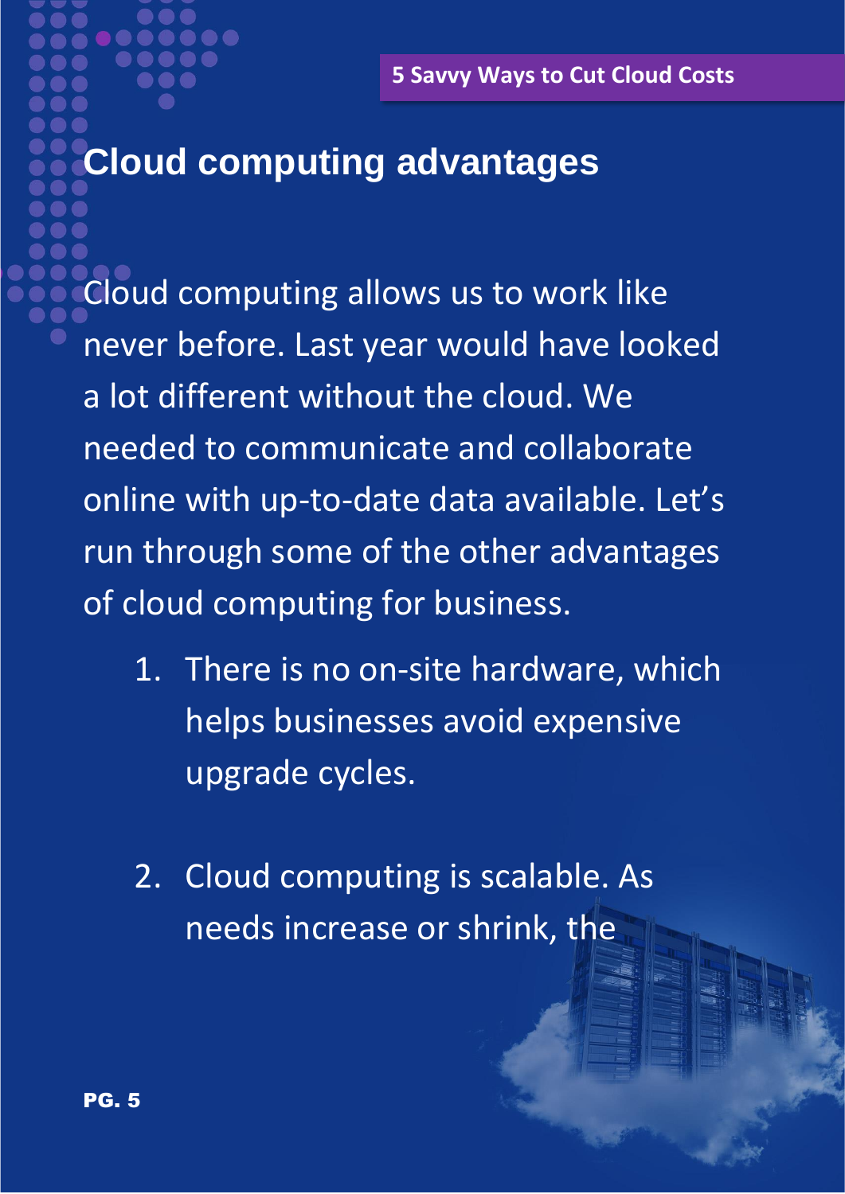# Cloud computing advantages

Cloud computing allows us to work like never before. Last year would have looked a lot different without the cloud. We needed to communicate and collaborate online with up-to-date data available. Let's run through some of the other advantages of cloud computing for business.

1. There is no on-site hardware, which helps businesses avoid expensive upgrade cycles.

2. Cloud computing is scalable. As needs increase or shrink, the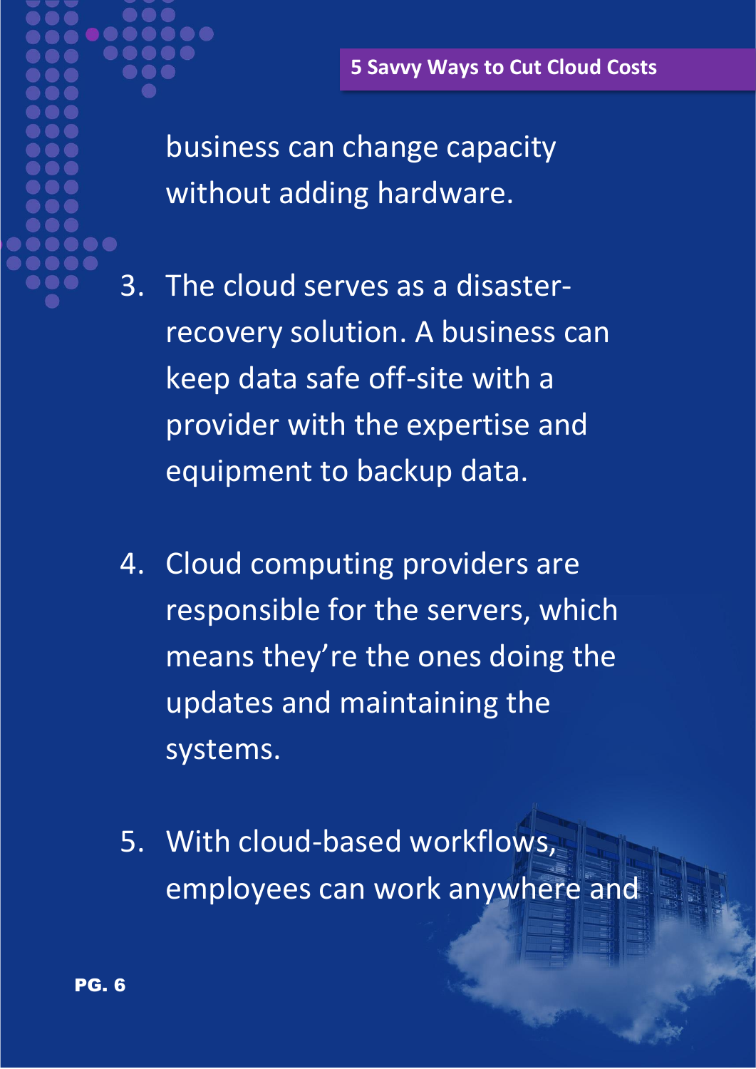business can change capacity without adding hardware.

3. The cloud serves as a disaster-recovery solution. A business can keep data safe off-site with a provider with the expertise and equipment to backup data.

4. Cloud computing providers are responsible for the servers, which means they're the ones doing the updates and maintaining the systems.

5. With cloud-based workflows, employees can work anywhere and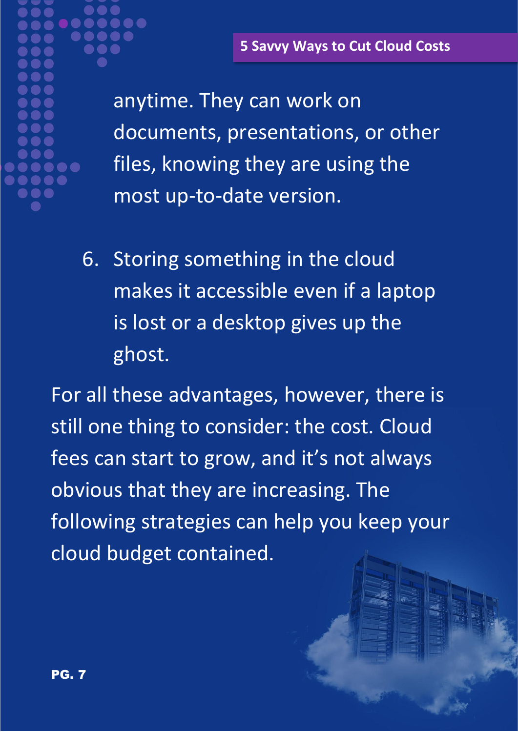anytime. They can work on documents, presentations, or other files, knowing they are using the most up-to-date version.

6. Storing something in the cloud makes it accessible even if a laptop is lost or a desktop gives up the ghost.

For all these advantages, however, there is still one thing to consider: the cost. Cloud fees can start to grow, and it's not always obvious that they are increasing. The following strategies can help you keep your cloud budget contained.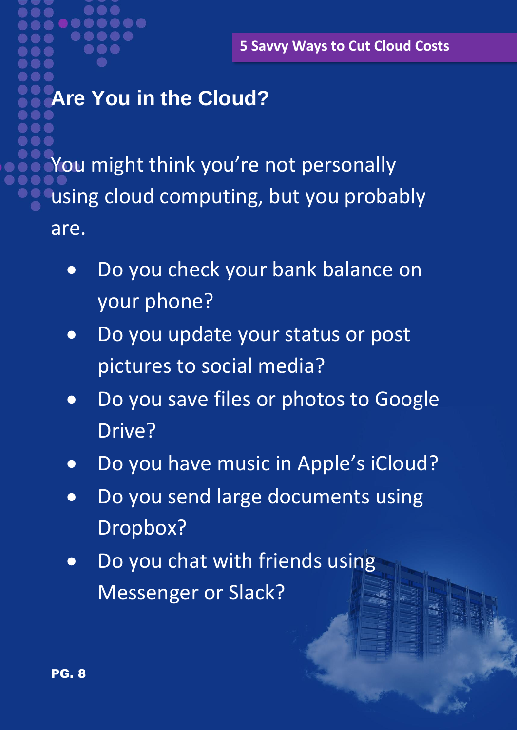## Are You in the Cloud?

You might think you're not personally using cloud computing, but you probably are.

- Do you check your bank balance on your phone?
- Do you update your status or post pictures to social media?
- Do you save files or photos to Google Drive?
- Do you have music in Apple's iCloud?
- Do you send large documents using Dropbox?
- Do you chat with friends using Messenger or Slack?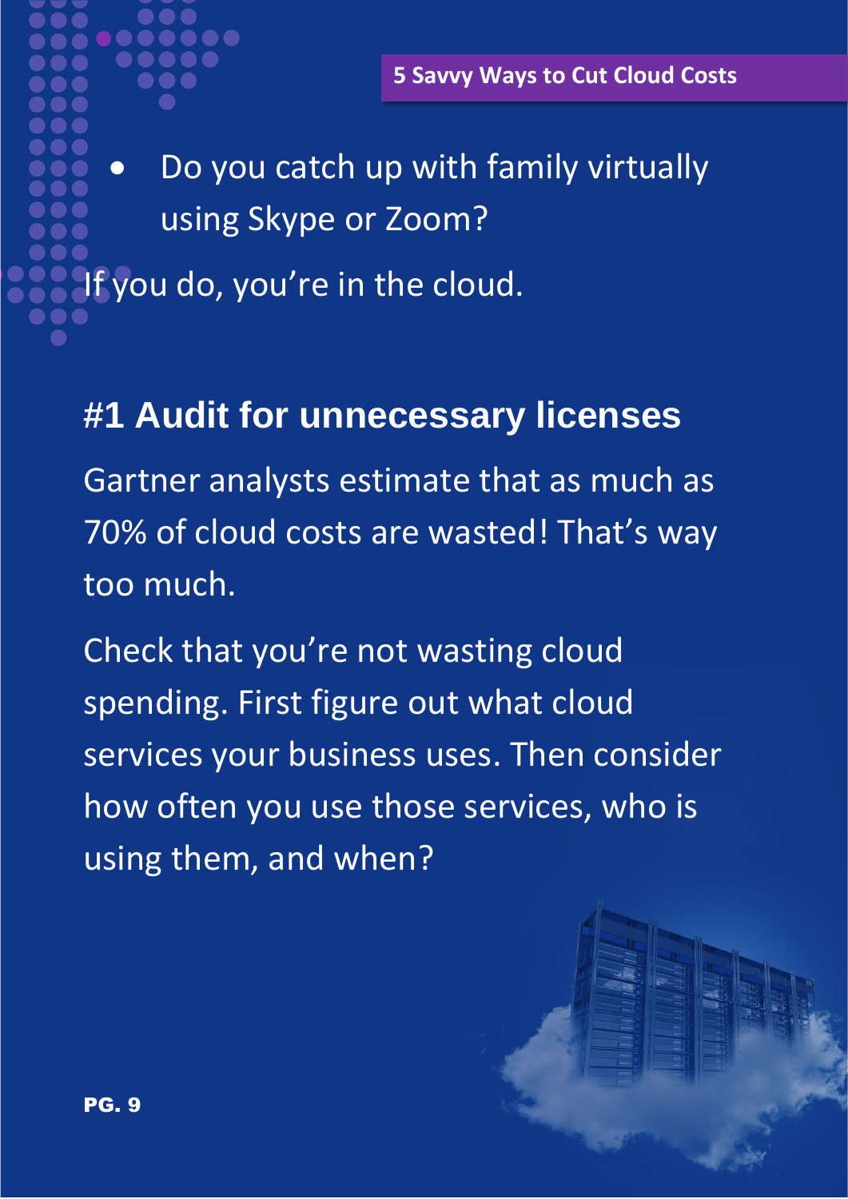- Do you catch up with family virtually using Skype or Zoom?

If you do, you're in the cloud.

## #1 Audit for unnecessary licenses

Gartner analysts estimate that as much as 70% of cloud costs are wasted! That's way too much.

Check that you're not wasting cloud spending. First figure out what cloud services your business uses. Then consider how often you use those services, who is using them, and when?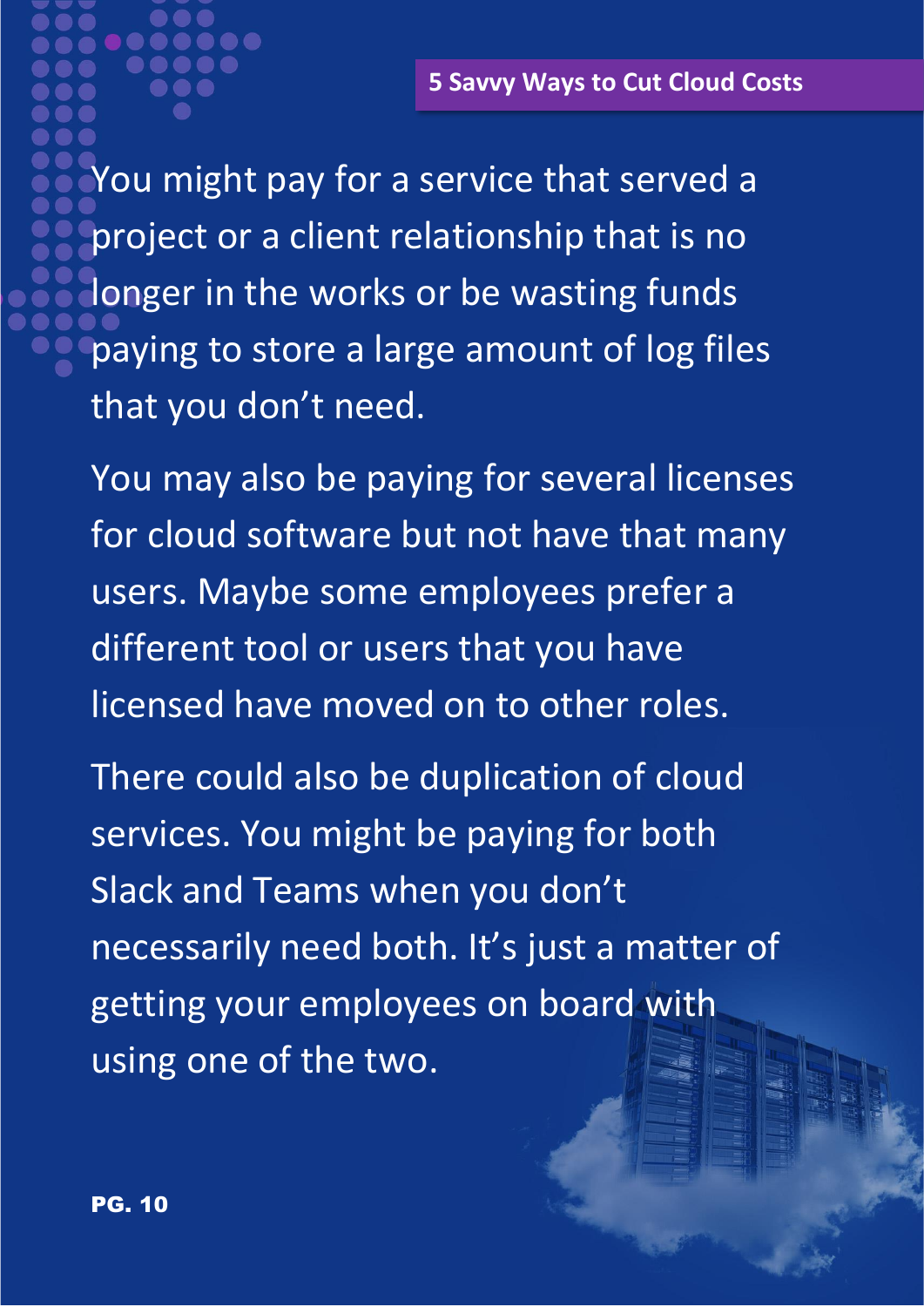You might pay for a service that served a project or a client relationship that is no longer in the works or be wasting funds paying to store a large amount of log files that you don't need.

You may also be paying for several licenses for cloud software but not have that many users. Maybe some employees prefer a different tool or users that you have licensed have moved on to other roles.

There could also be duplication of cloud services. You might be paying for both Slack and Teams when you don't necessarily need both. It's just a matter of getting your employees on board with using one of the two.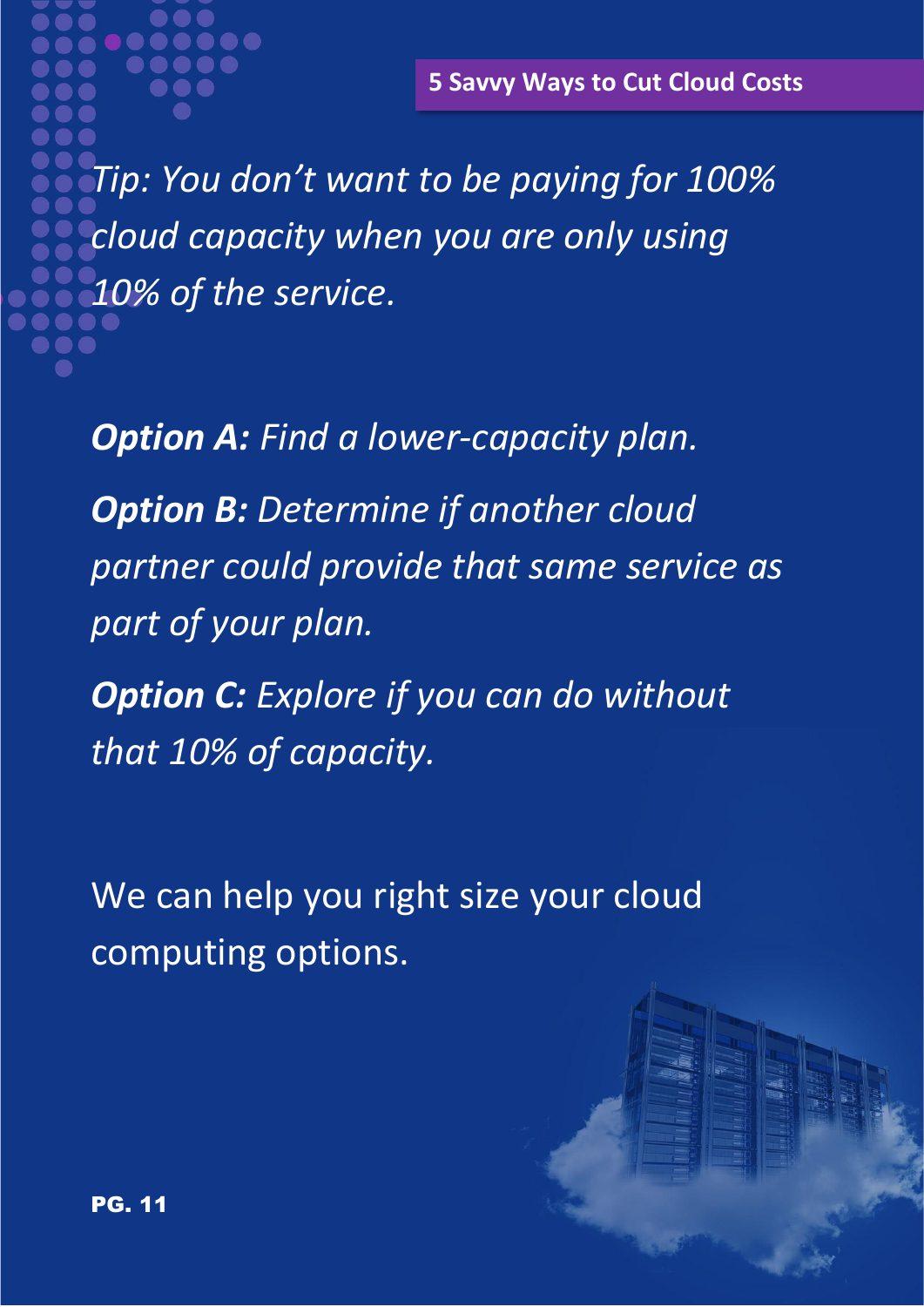*Tip: You don't want to be paying for 100% cloud capacity when you are only using 10% of the service.*

***Option A:*** *Find a lower-capacity plan.*

***Option B:*** *Determine if another cloud partner could provide that same service as part of your plan.*

***Option C:*** *Explore if you can do without that 10% of capacity.*

We can help you right size your cloud computing options.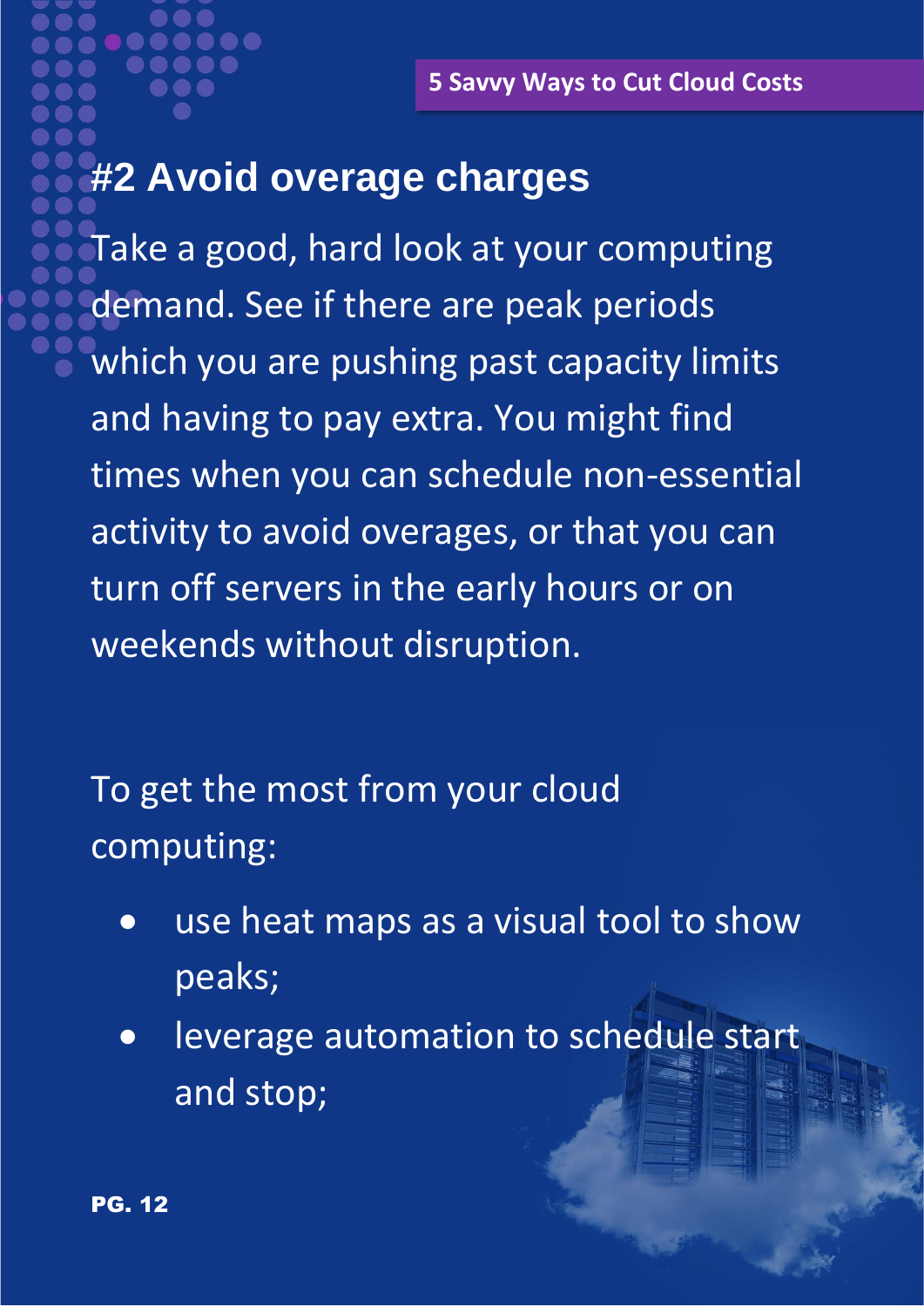## #2 Avoid overage charges

Take a good, hard look at your computing demand. See if there are peak periods which you are pushing past capacity limits and having to pay extra. You might find times when you can schedule non-essential activity to avoid overages, or that you can turn off servers in the early hours or on weekends without disruption.

To get the most from your cloud computing:

- use heat maps as a visual tool to show peaks;
- leverage automation to schedule start and stop;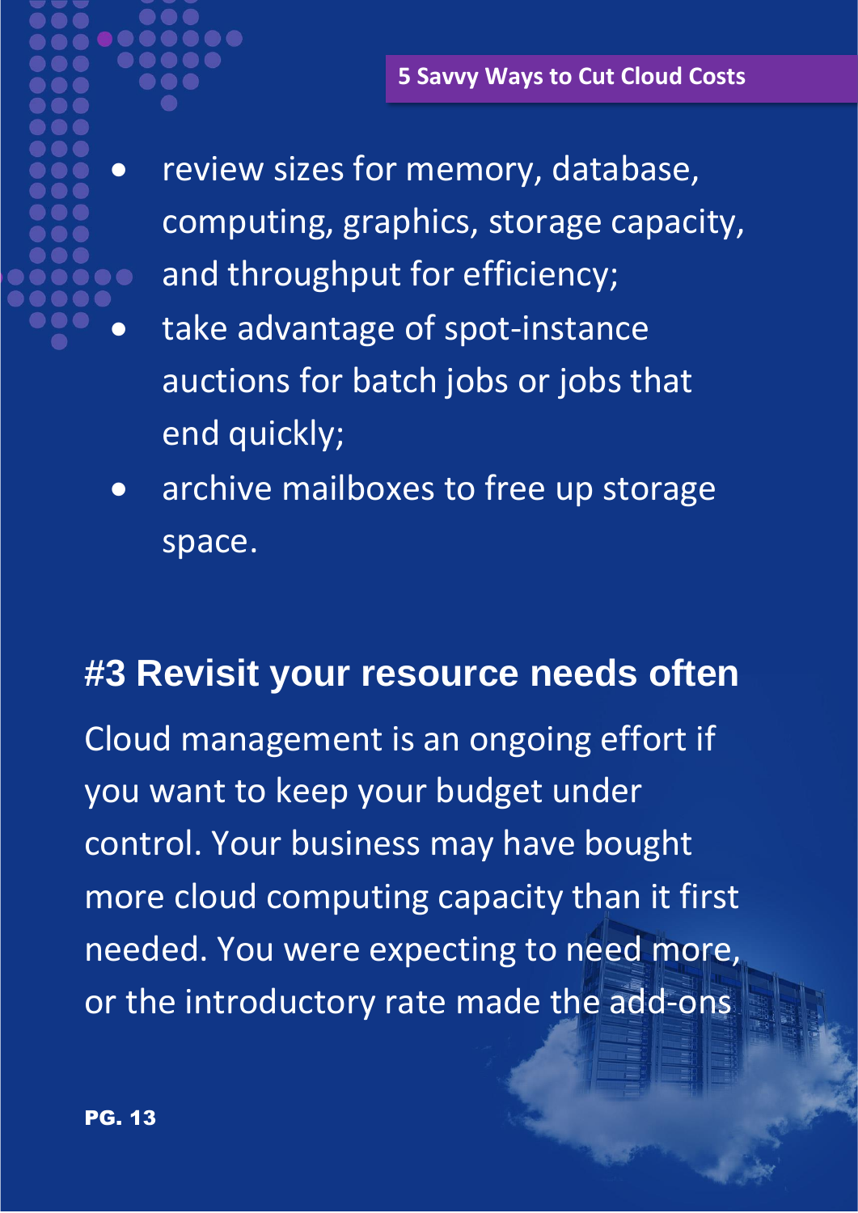- review sizes for memory, database, computing, graphics, storage capacity, and throughput for efficiency;
- take advantage of spot-instance auctions for batch jobs or jobs that end quickly;
- archive mailboxes to free up storage space.

## #3 Revisit your resource needs often

Cloud management is an ongoing effort if you want to keep your budget under control. Your business may have bought more cloud computing capacity than it first needed. You were expecting to need more, or the introductory rate made the add-ons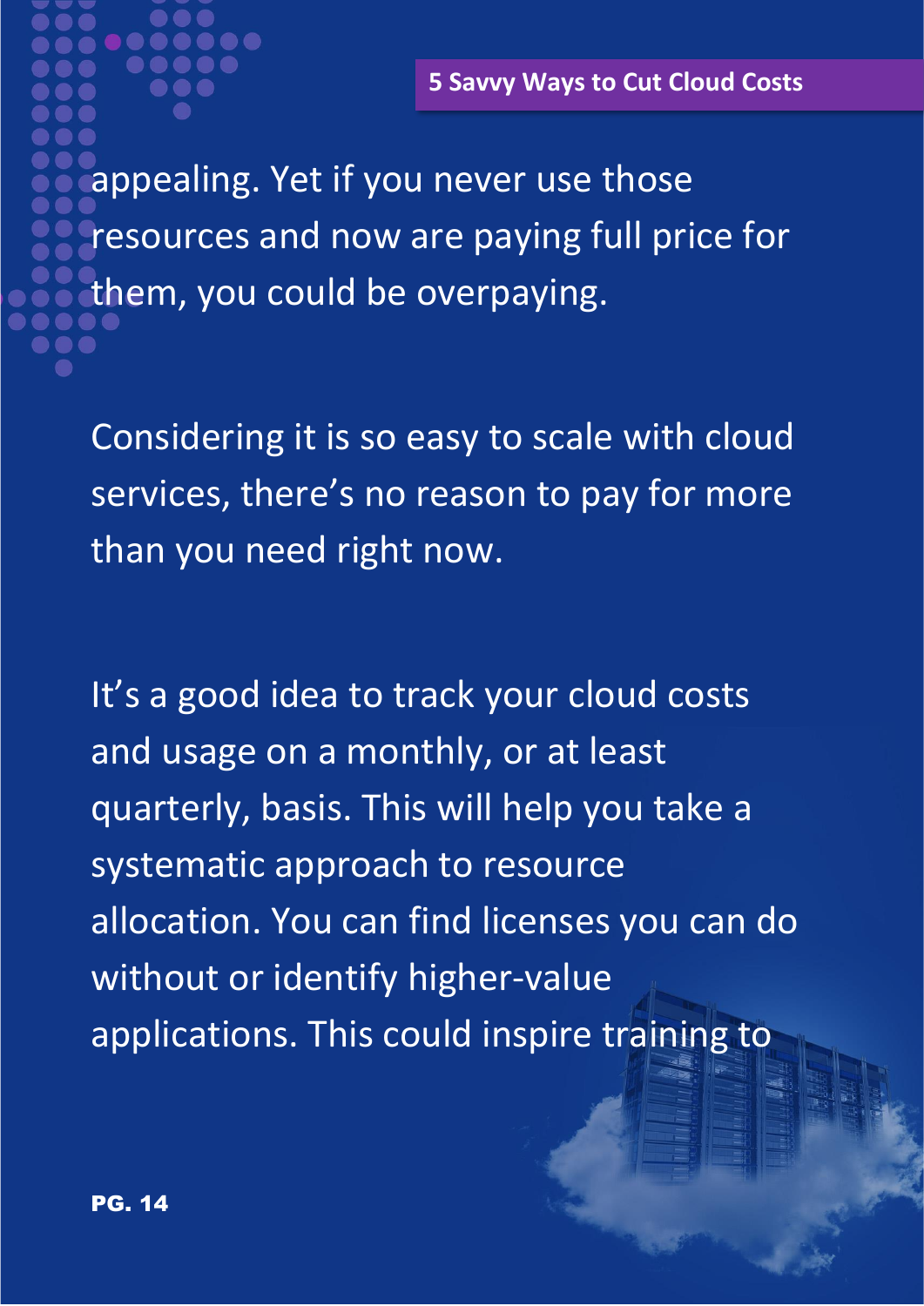appealing. Yet if you never use those resources and now are paying full price for them, you could be overpaying.

Considering it is so easy to scale with cloud services, there's no reason to pay for more than you need right now.

It's a good idea to track your cloud costs and usage on a monthly, or at least quarterly, basis. This will help you take a systematic approach to resource allocation. You can find licenses you can do without or identify higher-value applications. This could inspire training to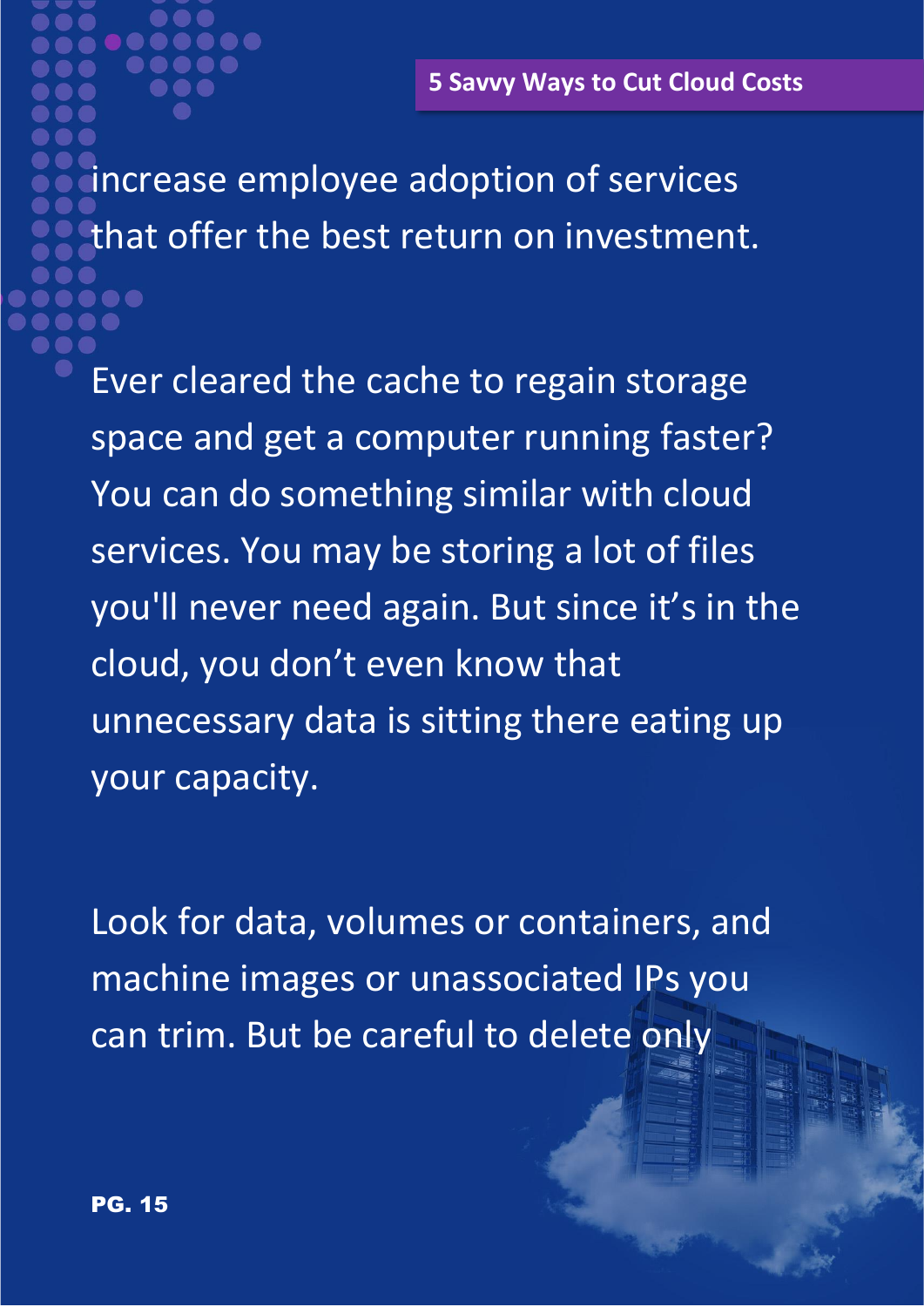increase employee adoption of services that offer the best return on investment.

Ever cleared the cache to regain storage space and get a computer running faster? You can do something similar with cloud services. You may be storing a lot of files you'll never need again. But since it’s in the cloud, you don’t even know that unnecessary data is sitting there eating up your capacity.

Look for data, volumes or containers, and machine images or unassociated IPs you can trim. But be careful to delete only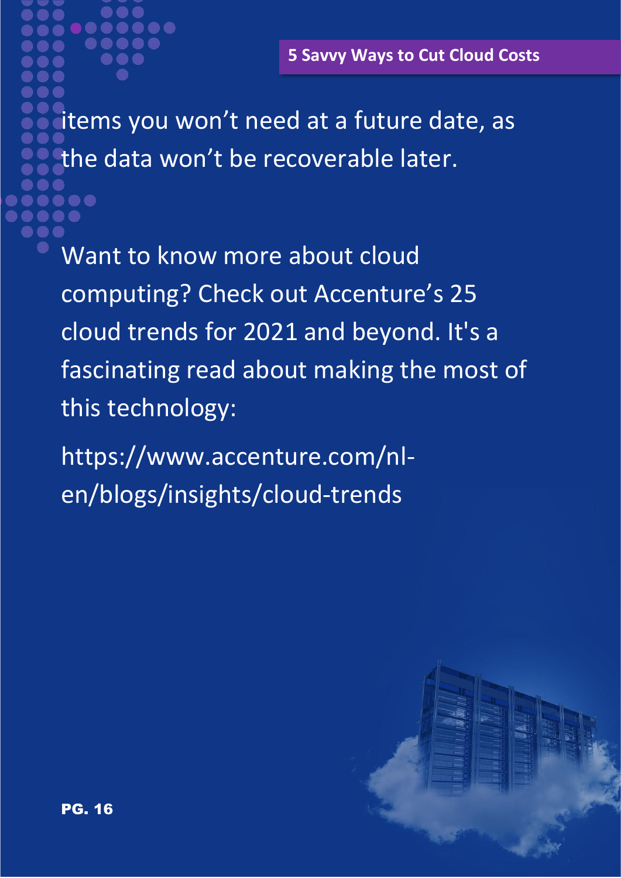items you won't need at a future date, as the data won't be recoverable later.

Want to know more about cloud computing? Check out Accenture's 25 cloud trends for 2021 and beyond. It's a fascinating read about making the most of this technology:

https://www.accenture.com/nl-en/blogs/insights/cloud-trends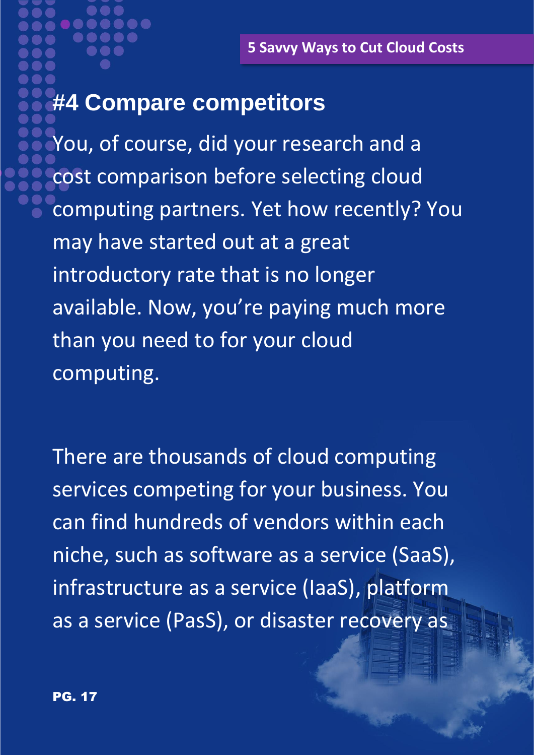# #4 Compare competitors

You, of course, did your research and a cost comparison before selecting cloud computing partners. Yet how recently? You may have started out at a great introductory rate that is no longer available. Now, you're paying much more than you need to for your cloud computing.

There are thousands of cloud computing services competing for your business. You can find hundreds of vendors within each niche, such as software as a service (SaaS), infrastructure as a service (IaaS), platform as a service (PasS), or disaster recovery as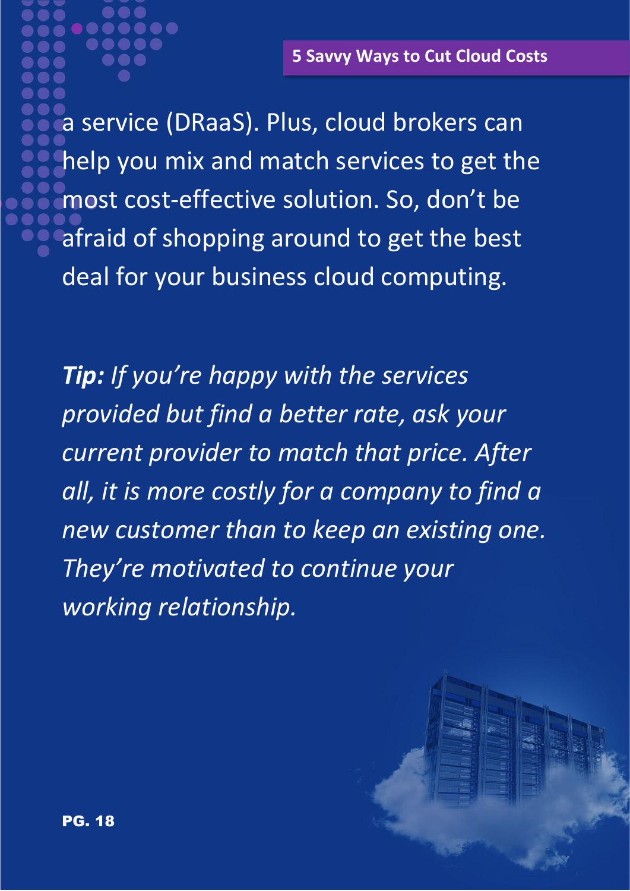a service (DRaaS). Plus, cloud brokers can help you mix and match services to get the most cost-effective solution. So, don't be afraid of shopping around to get the best deal for your business cloud computing.

***Tip:*** *If you're happy with the services provided but find a better rate, ask your current provider to match that price. After all, it is more costly for a company to find a new customer than to keep an existing one. They're motivated to continue your working relationship.*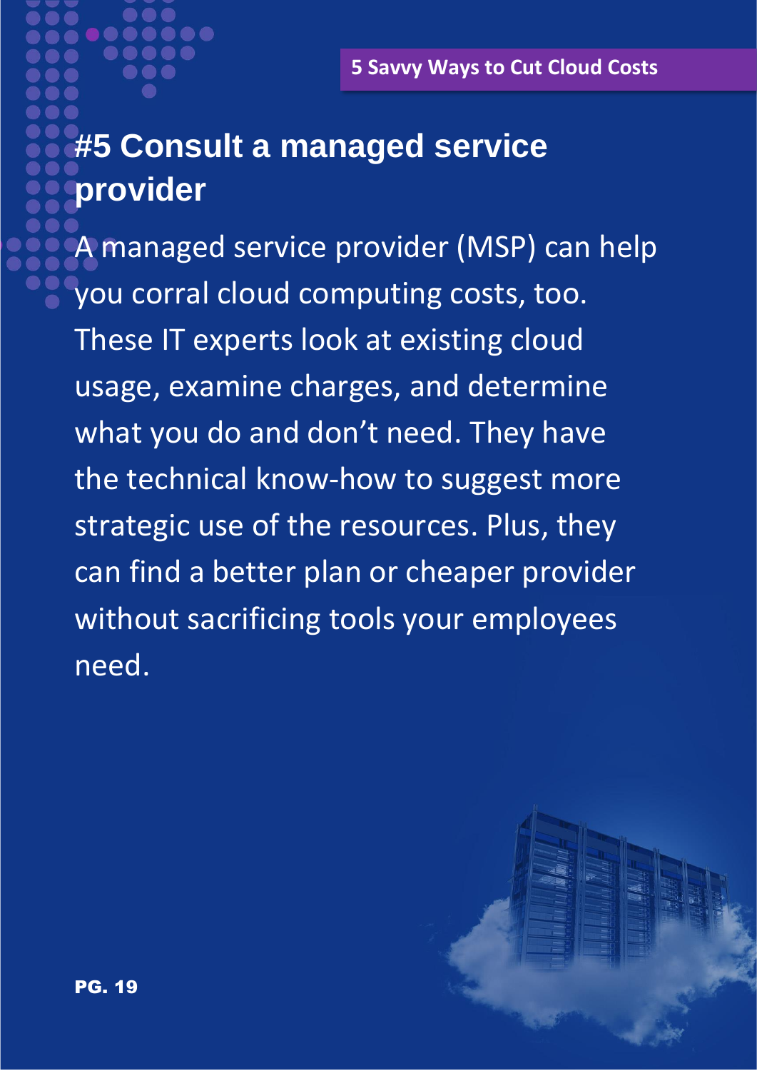# #5 Consult a managed service provider

A managed service provider (MSP) can help you corral cloud computing costs, too. These IT experts look at existing cloud usage, examine charges, and determine what you do and don't need. They have the technical know-how to suggest more strategic use of the resources. Plus, they can find a better plan or cheaper provider without sacrificing tools your employees need.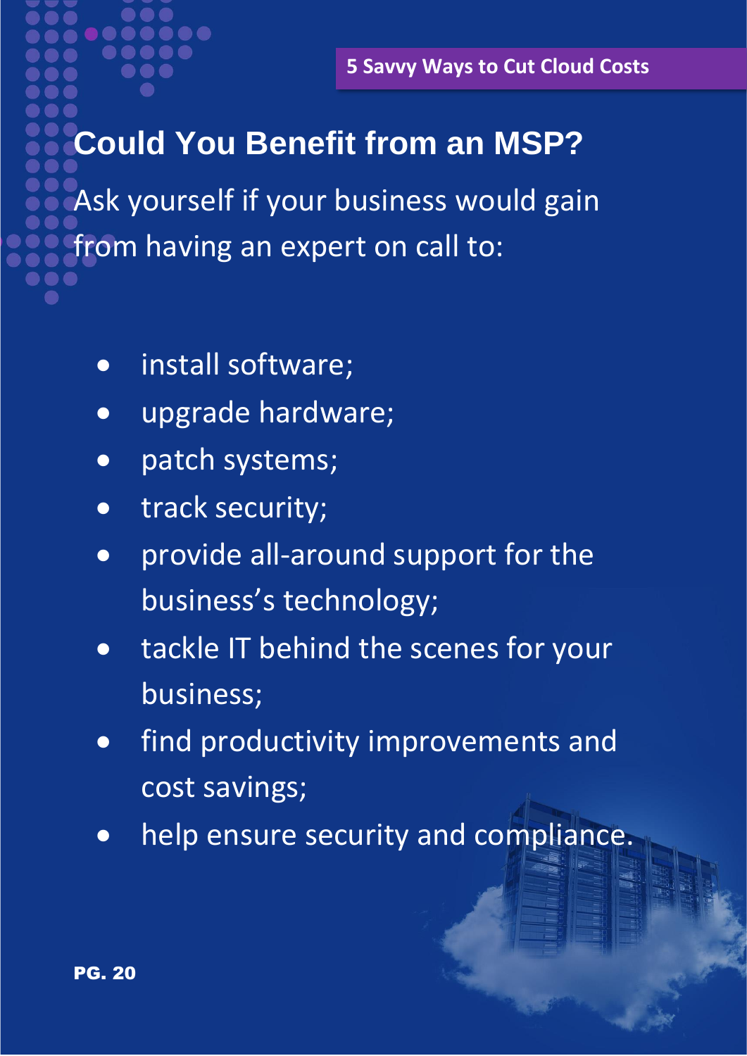## Could You Benefit from an MSP?

Ask yourself if your business would gain from having an expert on call to:

- install software;
- upgrade hardware;
- patch systems;
- track security;
- provide all-around support for the business's technology;
- tackle IT behind the scenes for your business;
- find productivity improvements and cost savings;
- help ensure security and compliance.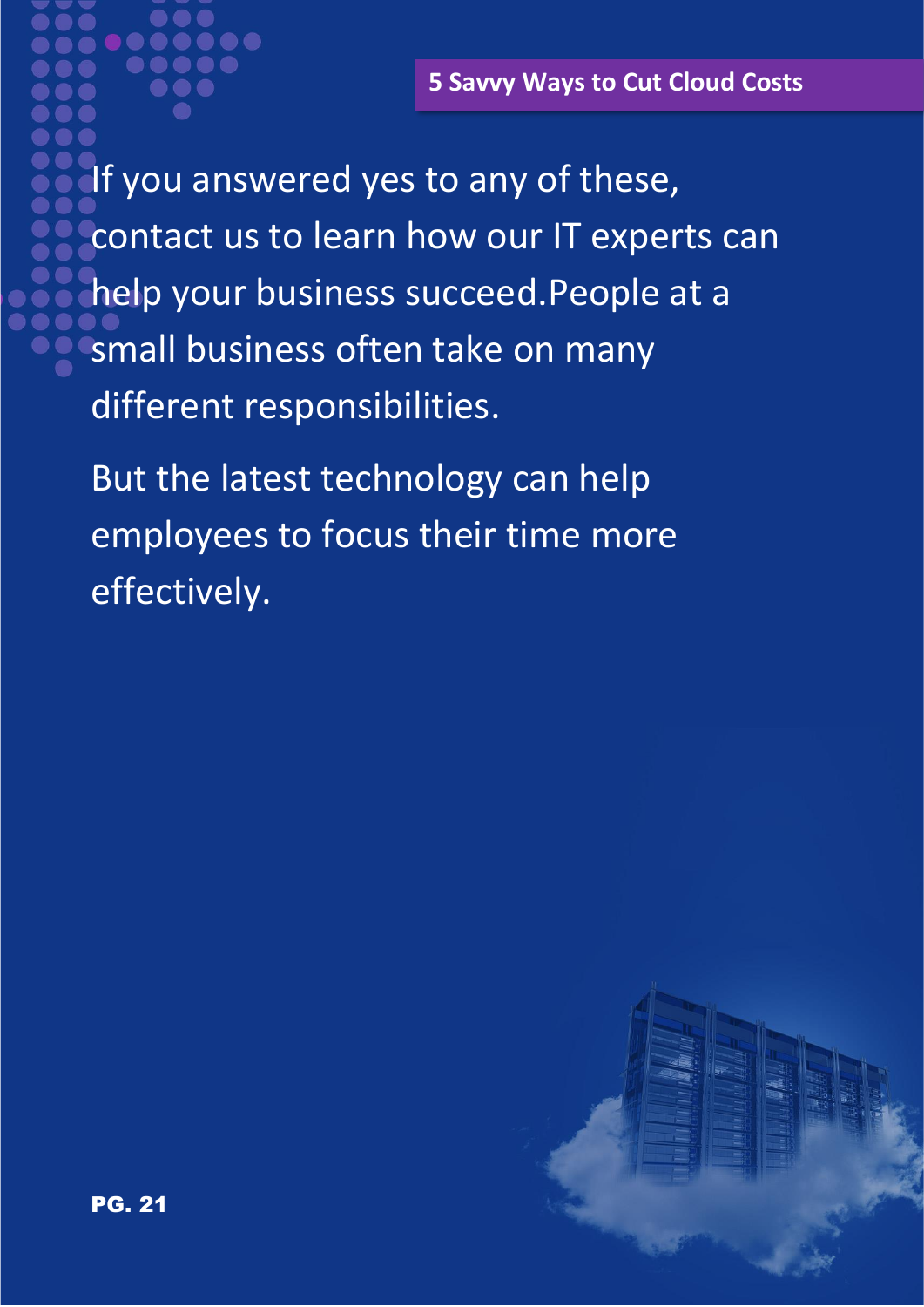If you answered yes to any of these, contact us to learn how our IT experts can help your business succeed.People at a small business often take on many different responsibilities.

But the latest technology can help employees to focus their time more effectively.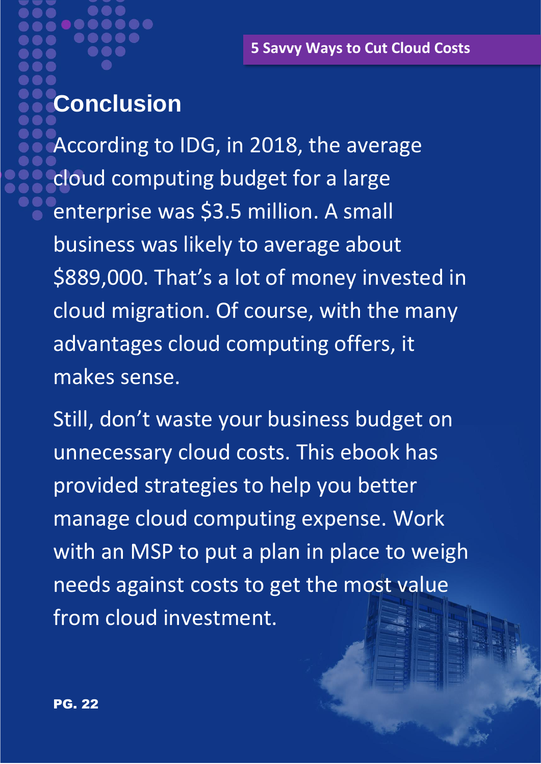## Conclusion

According to IDG, in 2018, the average cloud computing budget for a large enterprise was $3.5 million. A small business was likely to average about $889,000. That’s a lot of money invested in cloud migration. Of course, with the many advantages cloud computing offers, it makes sense.

Still, don’t waste your business budget on unnecessary cloud costs. This ebook has provided strategies to help you better manage cloud computing expense. Work with an MSP to put a plan in place to weigh needs against costs to get the most value from cloud investment.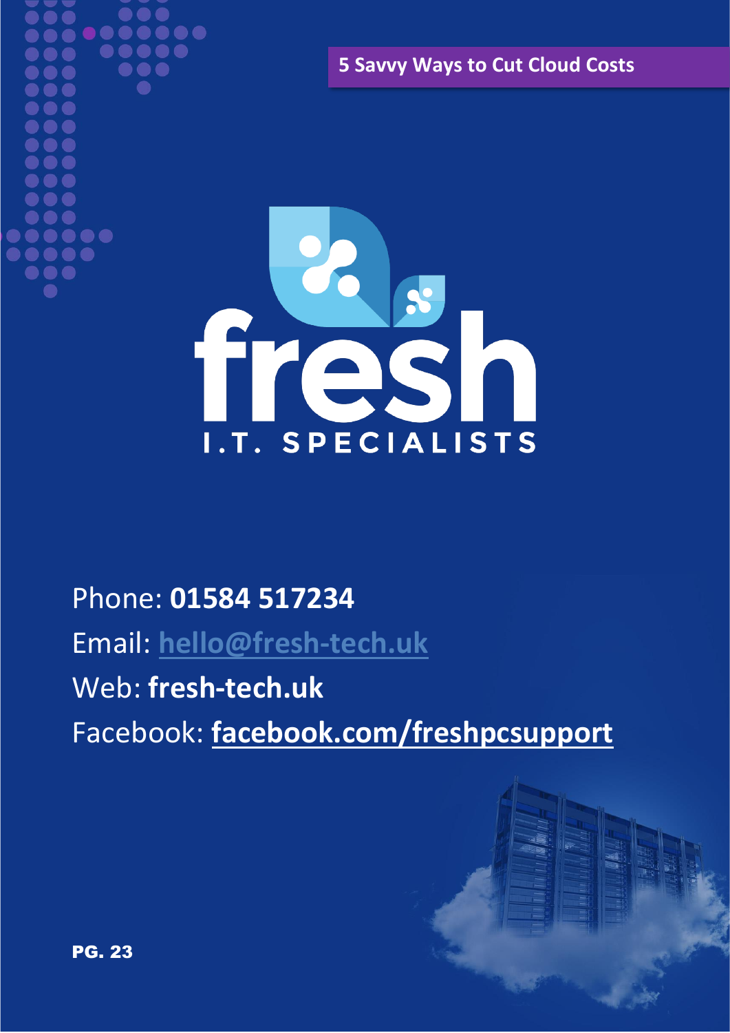fresh

I.T. SPECIALISTS

Phone: **01584 517234**

Email: **hello@fresh-tech.uk**

Web: **fresh-tech.uk**

Facebook: **facebook.com/freshpcsupport**